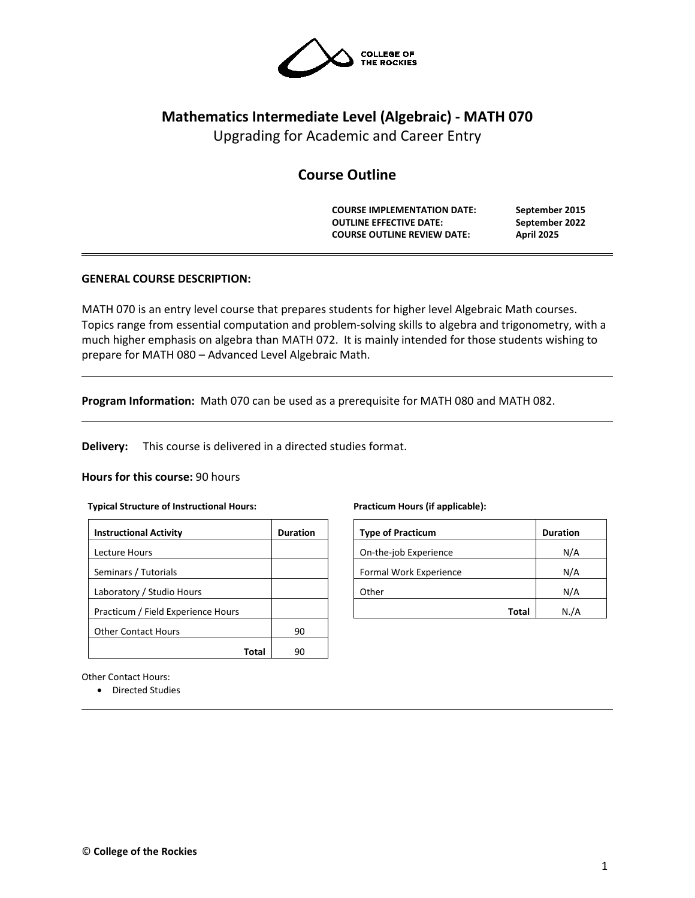# Mathematics Intermediate Level (Algebraic) - MATH 070

Upgrading for Academic and Career Entry

## Course Outline

| | |
|---|---|
| **COURSE IMPLEMENTATION DATE:** | **September 2015** |
| **OUTLINE EFFECTIVE DATE:** | **September 2022** |
| **COURSE OUTLINE REVIEW DATE:** | **April 2025** |

---

**GENERAL COURSE DESCRIPTION:**

MATH 070 is an entry level course that prepares students for higher level Algebraic Math courses. Topics range from essential computation and problem-solving skills to algebra and trigonometry, with a much higher emphasis on algebra than MATH 072. It is mainly intended for those students wishing to prepare for MATH 080 – Advanced Level Algebraic Math.

---

**Program Information:** Math 070 can be used as a prerequisite for MATH 080 and MATH 082.

---

**Delivery:** This course is delivered in a directed studies format.

**Hours for this course:** 90 hours

**Typical Structure of Instructional Hours:**

| Instructional Activity | Duration |
|---|---|
| Lecture Hours | |
| Seminars / Tutorials | |
| Laboratory / Studio Hours | |
| Practicum / Field Experience Hours | |
| Other Contact Hours | 90 |
| **Total** | 90 |

**Practicum Hours (if applicable):**

| Type of Practicum | Duration |
|---|---|
| On-the-job Experience | N/A |
| Formal Work Experience | N/A |
| Other | N/A |
| **Total** | N./A |

Other Contact Hours:

- Directed Studies

---

© **College of the Rockies**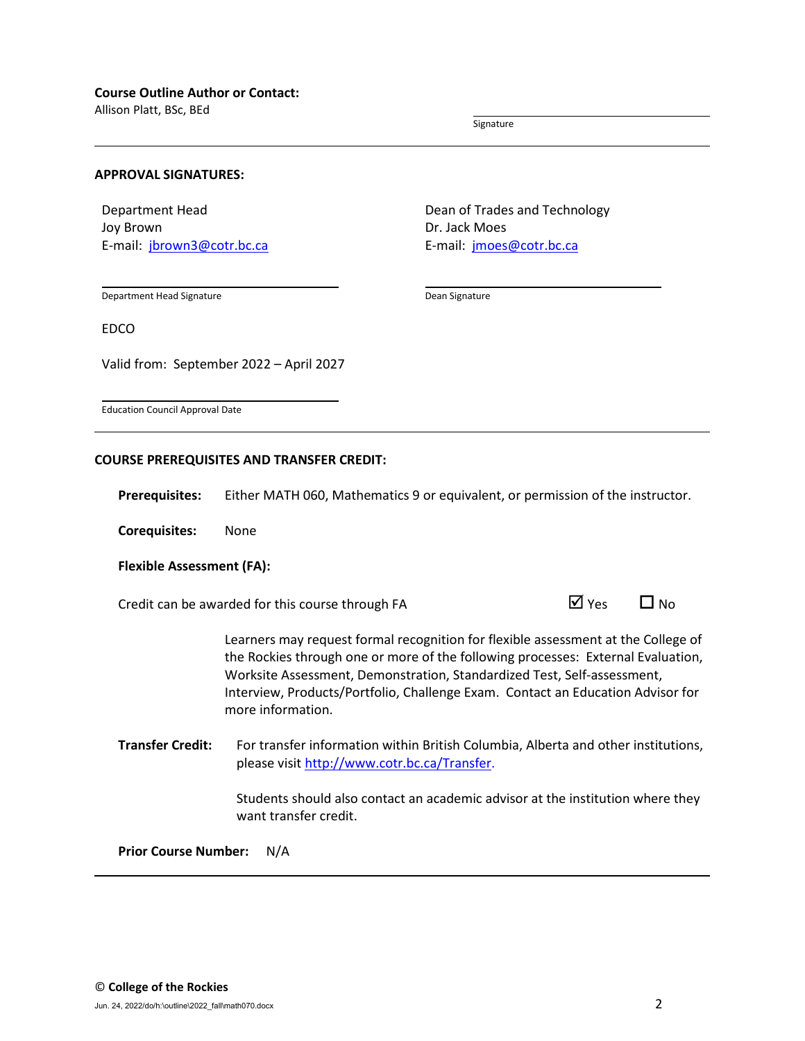**Course Outline Author or Contact:**
Allison Platt, BSc, BEd

Signature

---

**APPROVAL SIGNATURES:**

Department Head
Joy Brown
E-mail: jbrown3@cotr.bc.ca

Department Head Signature

Dean of Trades and Technology
Dr. Jack Moes
E-mail: jmoes@cotr.bc.ca

Dean Signature

EDCO

Valid from: September 2022 – April 2027

Education Council Approval Date

---

**COURSE PREREQUISITES AND TRANSFER CREDIT:**

**Prerequisites:** Either MATH 060, Mathematics 9 or equivalent, or permission of the instructor.

**Corequisites:** None

**Flexible Assessment (FA):**

Credit can be awarded for this course through FA ☑ Yes ☐ No

Learners may request formal recognition for flexible assessment at the College of the Rockies through one or more of the following processes: External Evaluation, Worksite Assessment, Demonstration, Standardized Test, Self-assessment, Interview, Products/Portfolio, Challenge Exam. Contact an Education Advisor for more information.

**Transfer Credit:** For transfer information within British Columbia, Alberta and other institutions, please visit http://www.cotr.bc.ca/Transfer.

Students should also contact an academic advisor at the institution where they want transfer credit.

**Prior Course Number:** N/A

---

© **College of the Rockies**

Jun. 24, 2022/do/h:\outline\2022_fall\math070.docx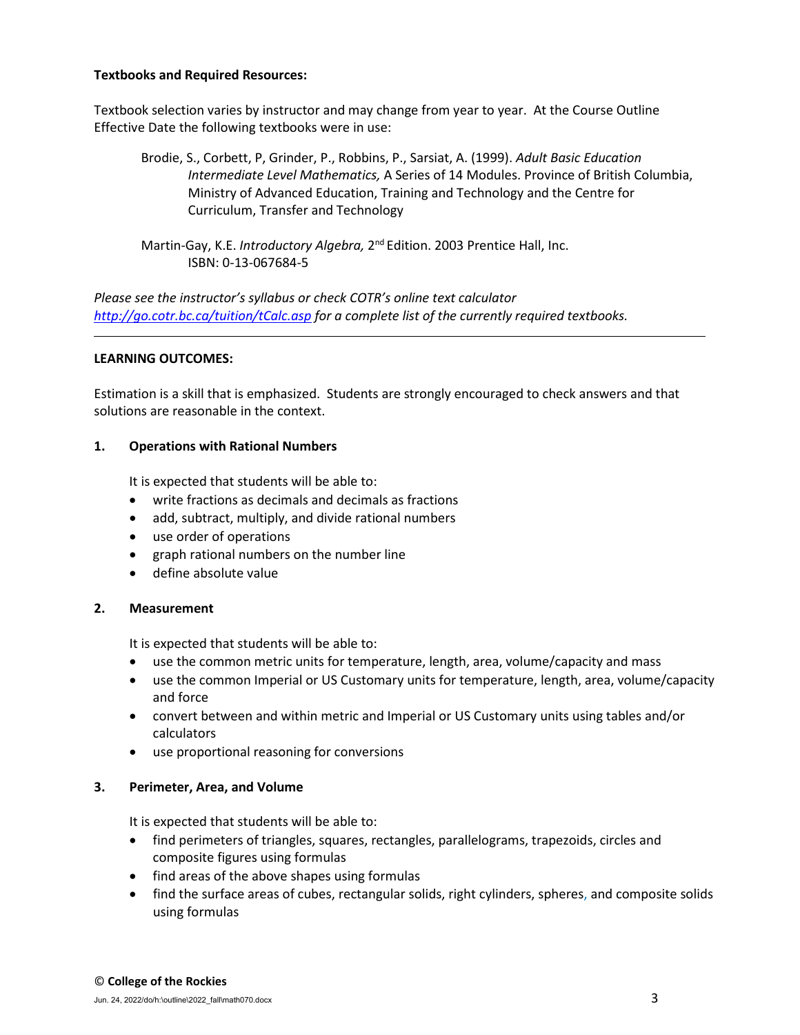**Textbooks and Required Resources:**

Textbook selection varies by instructor and may change from year to year. At the Course Outline Effective Date the following textbooks were in use:

> Brodie, S., Corbett, P, Grinder, P., Robbins, P., Sarsiat, A. (1999). *Adult Basic Education Intermediate Level Mathematics,* A Series of 14 Modules. Province of British Columbia, Ministry of Advanced Education, Training and Technology and the Centre for Curriculum, Transfer and Technology
>
> Martin-Gay, K.E. *Introductory Algebra,* 2nd Edition. 2003 Prentice Hall, Inc. ISBN: 0-13-067684-5

*Please see the instructor's syllabus or check COTR's online text calculator [http://go.cotr.bc.ca/tuition/tCalc.asp](http://go.cotr.bc.ca/tuition/tCalc.asp) for a complete list of the currently required textbooks.*

---

**LEARNING OUTCOMES:**

Estimation is a skill that is emphasized. Students are strongly encouraged to check answers and that solutions are reasonable in the context.

**1. Operations with Rational Numbers**

It is expected that students will be able to:

- write fractions as decimals and decimals as fractions
- add, subtract, multiply, and divide rational numbers
- use order of operations
- graph rational numbers on the number line
- define absolute value

**2. Measurement**

It is expected that students will be able to:

- use the common metric units for temperature, length, area, volume/capacity and mass
- use the common Imperial or US Customary units for temperature, length, area, volume/capacity and force
- convert between and within metric and Imperial or US Customary units using tables and/or calculators
- use proportional reasoning for conversions

**3. Perimeter, Area, and Volume**

It is expected that students will be able to:

- find perimeters of triangles, squares, rectangles, parallelograms, trapezoids, circles and composite figures using formulas
- find areas of the above shapes using formulas
- find the surface areas of cubes, rectangular solids, right cylinders, spheres, and composite solids using formulas

© **College of the Rockies**

Jun. 24, 2022/do/h:\outline\2022_fall\math070.docx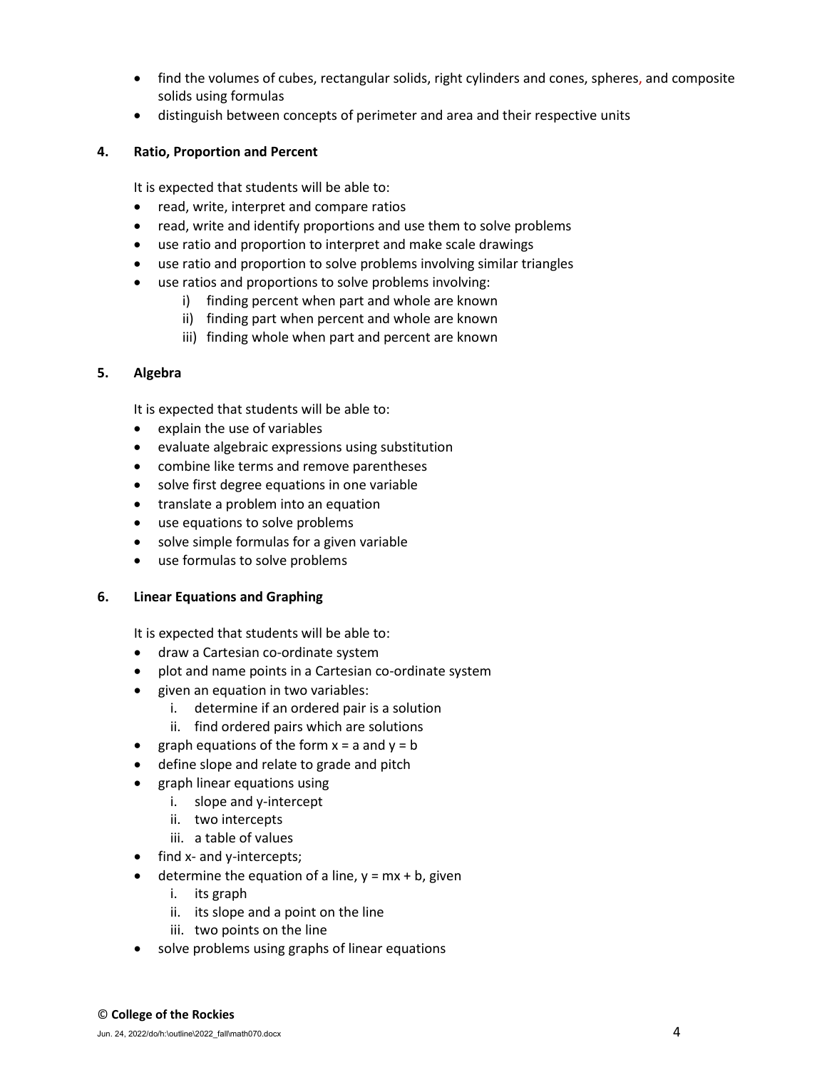- find the volumes of cubes, rectangular solids, right cylinders and cones, spheres, and composite solids using formulas
- distinguish between concepts of perimeter and area and their respective units

## 4. Ratio, Proportion and Percent

It is expected that students will be able to:

- read, write, interpret and compare ratios
- read, write and identify proportions and use them to solve problems
- use ratio and proportion to interpret and make scale drawings
- use ratio and proportion to solve problems involving similar triangles
- use ratios and proportions to solve problems involving:
  - i) finding percent when part and whole are known
  - ii) finding part when percent and whole are known
  - iii) finding whole when part and percent are known

## 5. Algebra

It is expected that students will be able to:

- explain the use of variables
- evaluate algebraic expressions using substitution
- combine like terms and remove parentheses
- solve first degree equations in one variable
- translate a problem into an equation
- use equations to solve problems
- solve simple formulas for a given variable
- use formulas to solve problems

## 6. Linear Equations and Graphing

It is expected that students will be able to:

- draw a Cartesian co-ordinate system
- plot and name points in a Cartesian co-ordinate system
- given an equation in two variables:
  - i. determine if an ordered pair is a solution
  - ii. find ordered pairs which are solutions
- graph equations of the form $x = a$ and $y = b$
- define slope and relate to grade and pitch
- graph linear equations using
  - i. slope and y-intercept
  - ii. two intercepts
  - iii. a table of values
- find x- and y-intercepts;
- determine the equation of a line, $y = mx + b$, given
  - i. its graph
  - ii. its slope and a point on the line
  - iii. two points on the line
- solve problems using graphs of linear equations

© **College of the Rockies**

Jun. 24, 2022/do/h:\outline\2022_fall\math070.docx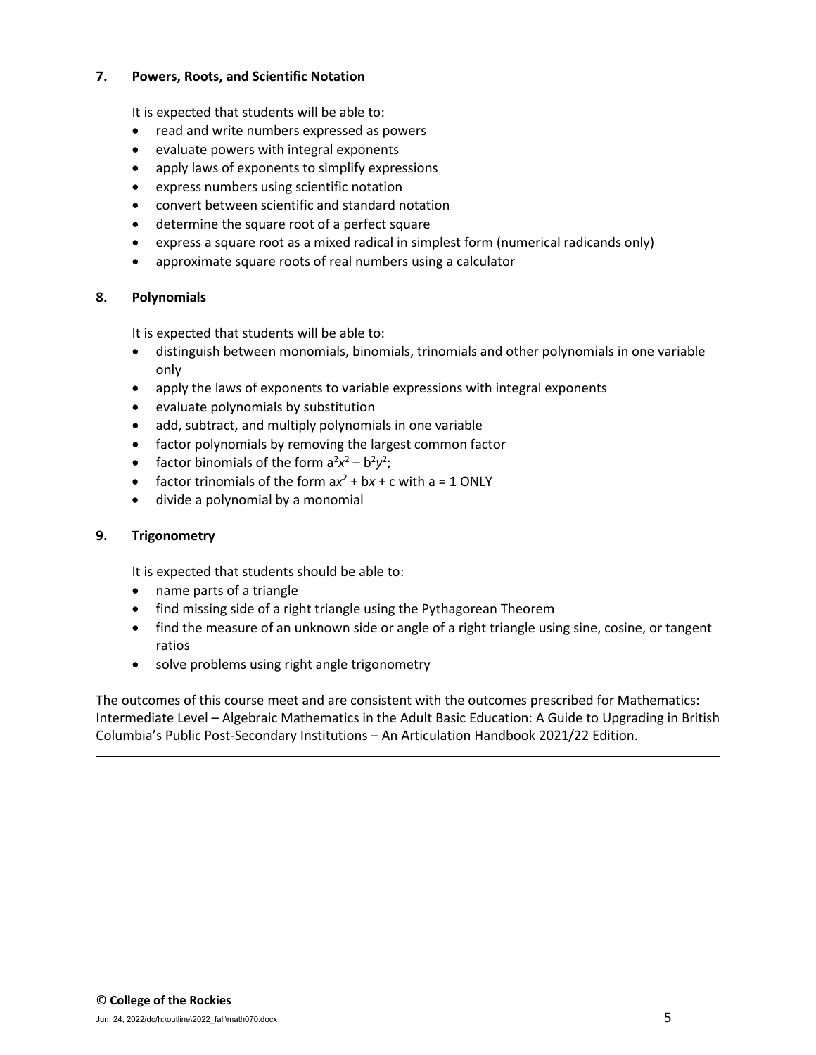**7. Powers, Roots, and Scientific Notation**

It is expected that students will be able to:

- read and write numbers expressed as powers
- evaluate powers with integral exponents
- apply laws of exponents to simplify expressions
- express numbers using scientific notation
- convert between scientific and standard notation
- determine the square root of a perfect square
- express a square root as a mixed radical in simplest form (numerical radicands only)
- approximate square roots of real numbers using a calculator

**8. Polynomials**

It is expected that students will be able to:

- distinguish between monomials, binomials, trinomials and other polynomials in one variable only
- apply the laws of exponents to variable expressions with integral exponents
- evaluate polynomials by substitution
- add, subtract, and multiply polynomials in one variable
- factor polynomials by removing the largest common factor
- factor binomials of the form $a^2x^2 - b^2y^2$;
- factor trinomials of the form $ax^2 + bx + c$ with a = 1 ONLY
- divide a polynomial by a monomial

**9. Trigonometry**

It is expected that students should be able to:

- name parts of a triangle
- find missing side of a right triangle using the Pythagorean Theorem
- find the measure of an unknown side or angle of a right triangle using sine, cosine, or tangent ratios
- solve problems using right angle trigonometry

The outcomes of this course meet and are consistent with the outcomes prescribed for Mathematics: Intermediate Level – Algebraic Mathematics in the Adult Basic Education: A Guide to Upgrading in British Columbia's Public Post-Secondary Institutions – An Articulation Handbook 2021/22 Edition.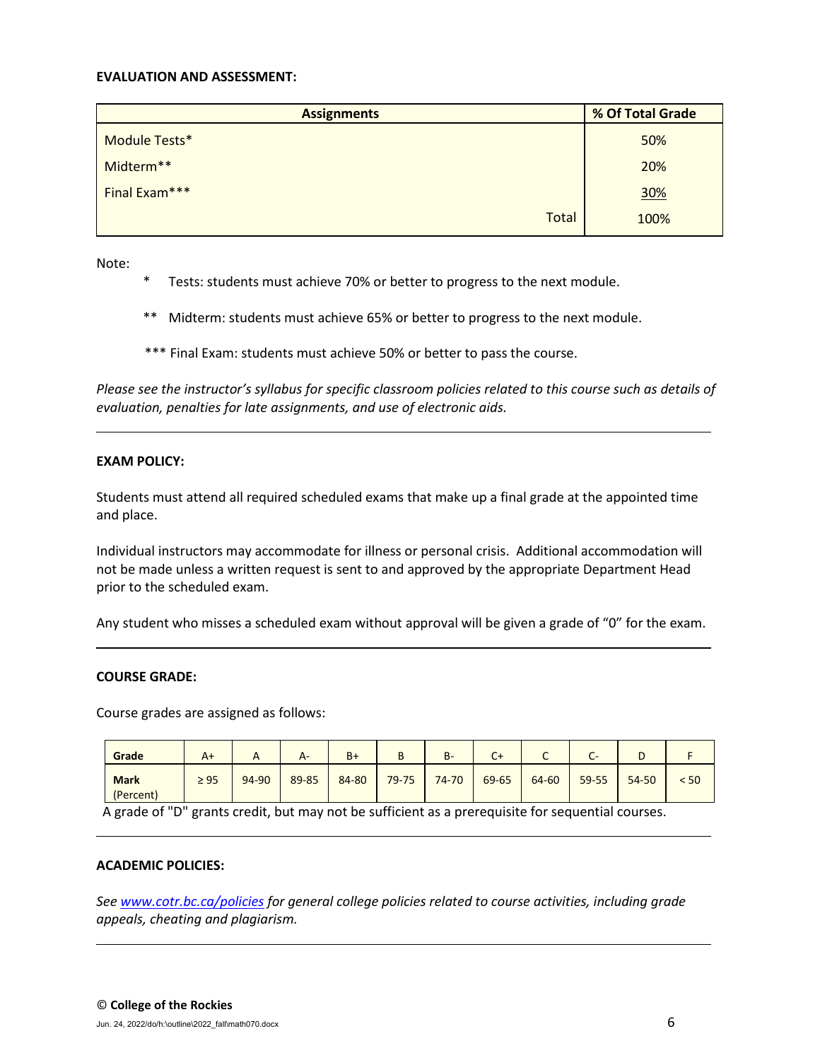**EVALUATION AND ASSESSMENT:**

| Assignments | % Of Total Grade |
|---|---|
| Module Tests* | 50% |
| Midterm** | 20% |
| Final Exam*** | 30% |
| Total | 100% |

Note:

\* Tests: students must achieve 70% or better to progress to the next module.

\** Midterm: students must achieve 65% or better to progress to the next module.

\*** Final Exam: students must achieve 50% or better to pass the course.

*Please see the instructor's syllabus for specific classroom policies related to this course such as details of evaluation, penalties for late assignments, and use of electronic aids.*

---

**EXAM POLICY:**

Students must attend all required scheduled exams that make up a final grade at the appointed time and place.

Individual instructors may accommodate for illness or personal crisis. Additional accommodation will not be made unless a written request is sent to and approved by the appropriate Department Head prior to the scheduled exam.

Any student who misses a scheduled exam without approval will be given a grade of "0" for the exam.

---

**COURSE GRADE:**

Course grades are assigned as follows:

| Grade | A+ | A | A- | B+ | B | B- | C+ | C | C- | D | F |
|---|---|---|---|---|---|---|---|---|---|---|---|
| Mark (Percent) | ≥ 95 | 94-90 | 89-85 | 84-80 | 79-75 | 74-70 | 69-65 | 64-60 | 59-55 | 54-50 | < 50 |

A grade of "D" grants credit, but may not be sufficient as a prerequisite for sequential courses.

---

**ACADEMIC POLICIES:**

*See www.cotr.bc.ca/policies for general college policies related to course activities, including grade appeals, cheating and plagiarism.*

---

© **College of the Rockies**

Jun. 24, 2022/do/h:\outline\2022_fall\math070.docx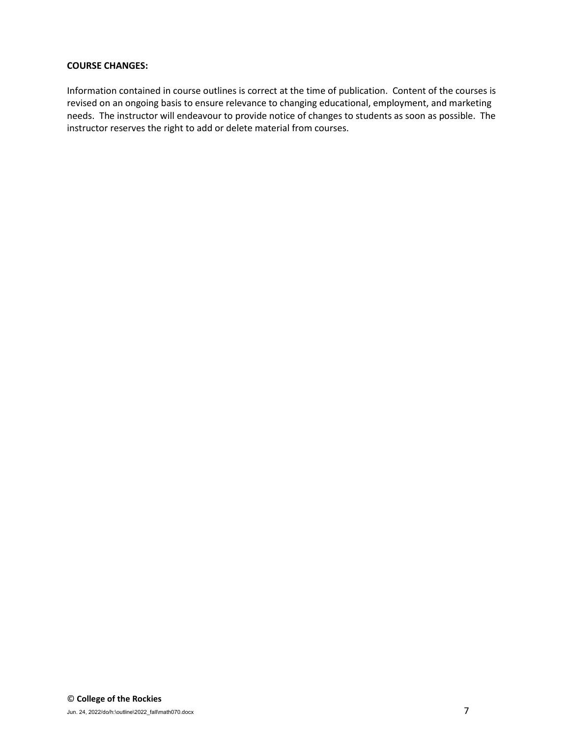**COURSE CHANGES:**

Information contained in course outlines is correct at the time of publication. Content of the courses is revised on an ongoing basis to ensure relevance to changing educational, employment, and marketing needs. The instructor will endeavour to provide notice of changes to students as soon as possible. The instructor reserves the right to add or delete material from courses.